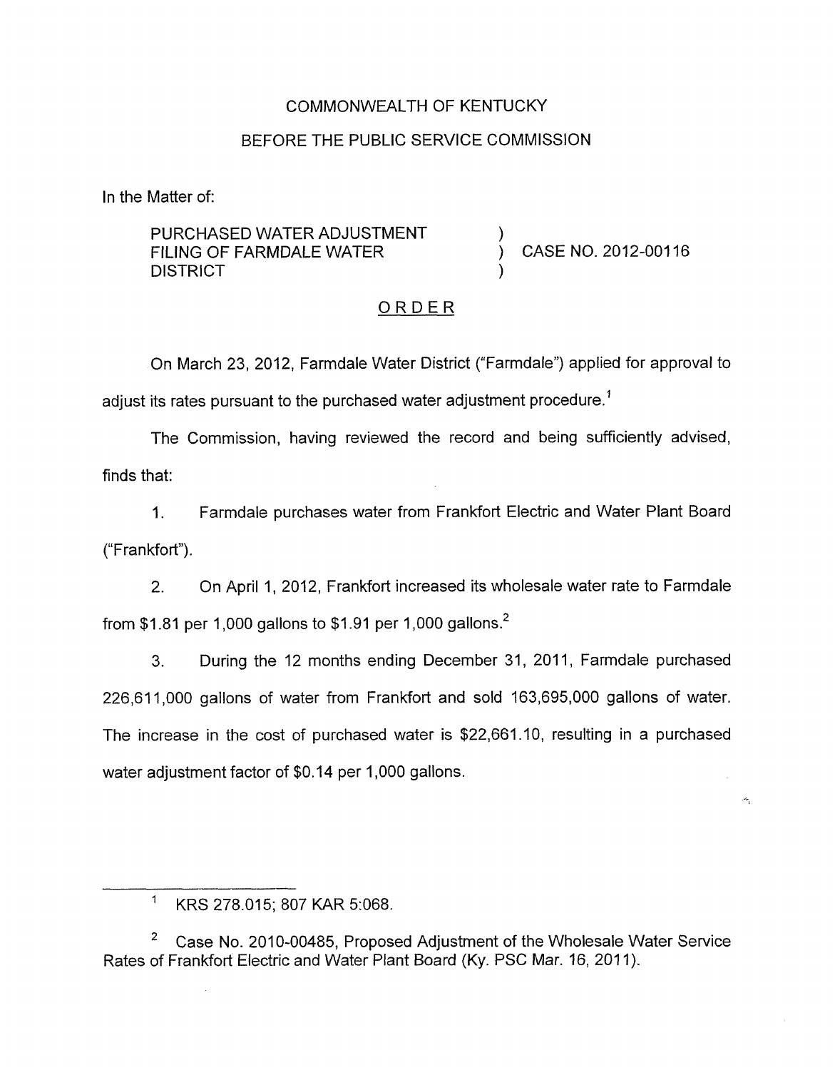COMMONWEALTH OF KENTUCKY

BEFORE THE PUBLIC SERVICE COMMISSION

In the Matter of:

| | | |
|---|---|---|
| PURCHASED WATER ADJUSTMENT FILING OF FARMDALE WATER DISTRICT | ) ) ) | CASE NO. 2012-00116 |

## ORDER

On March 23, 2012, Farmdale Water District ("Farmdale") applied for approval to adjust its rates pursuant to the purchased water adjustment procedure.[1]

The Commission, having reviewed the record and being sufficiently advised, finds that:

1. Farmdale purchases water from Frankfort Electric and Water Plant Board ("Frankfort").

2. On April 1, 2012, Frankfort increased its wholesale water rate to Farmdale from $1.81 per 1,000 gallons to $1.91 per 1,000 gallons.[2]

3. During the 12 months ending December 31, 2011, Farmdale purchased 226,611,000 gallons of water from Frankfort and sold 163,695,000 gallons of water. The increase in the cost of purchased water is $22,661.10, resulting in a purchased water adjustment factor of $0.14 per 1,000 gallons.

---

[1] KRS 278.015; 807 KAR 5:068.

[2] Case No. 2010-00485, Proposed Adjustment of the Wholesale Water Service Rates of Frankfort Electric and Water Plant Board (Ky. PSC Mar. 16, 2011).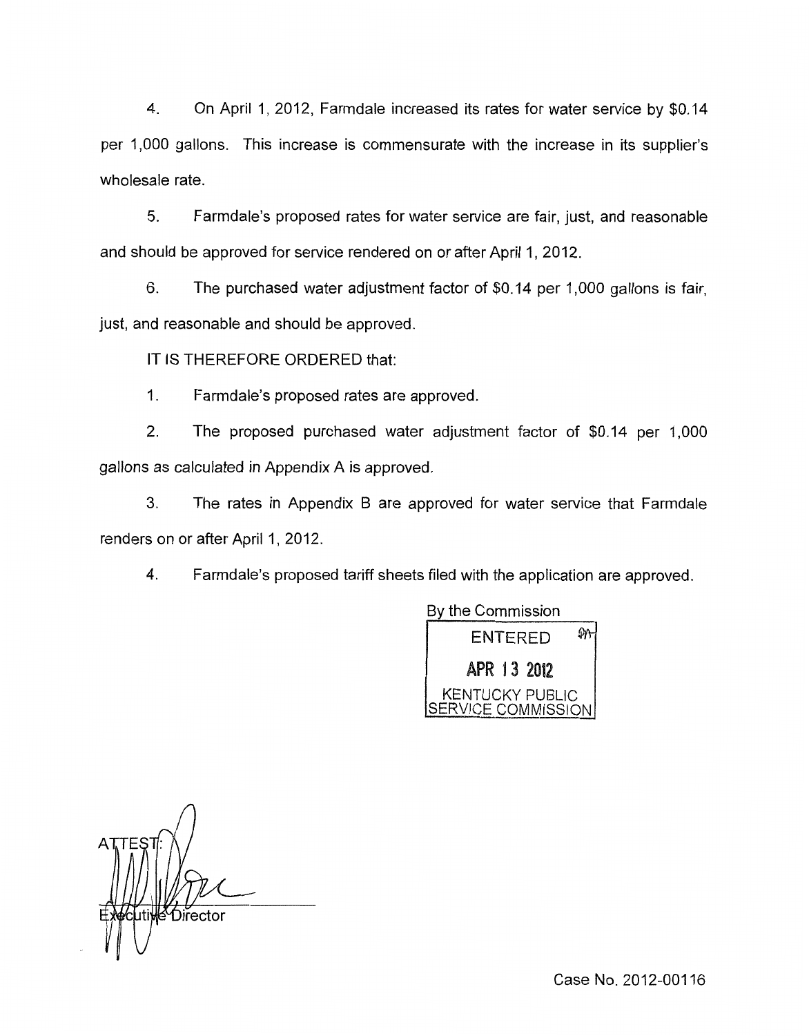4. On April 1, 2012, Farmdale increased its rates for water service by $0.14 per 1,000 gallons. This increase is commensurate with the increase in its supplier's wholesale rate.

5. Farmdale's proposed rates for water service are fair, just, and reasonable and should be approved for service rendered on or after April 1, 2012.

6. The purchased water adjustment factor of $0.14 per 1,000 gallons is fair, just, and reasonable and should be approved.

IT IS THEREFORE ORDERED that:

1. Farmdale's proposed rates are approved.

2. The proposed purchased water adjustment factor of $0.14 per 1,000 gallons as calculated in Appendix A is approved.

3. The rates in Appendix B are approved for water service that Farmdale renders on or after April 1, 2012.

4. Farmdale's proposed tariff sheets filed with the application are approved.

By the Commission

ENTERED
APR 13 2012
KENTUCKY PUBLIC SERVICE COMMISSION

ATTEST:

Executive Director

Case No. 2012-00116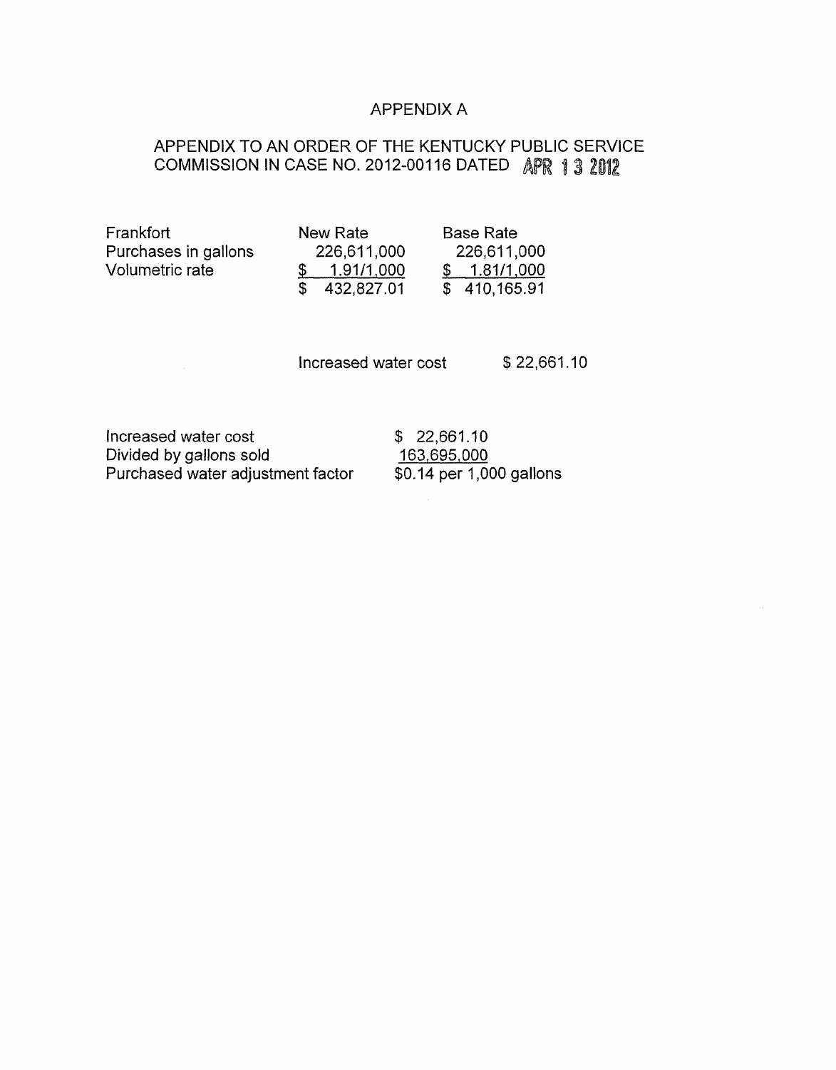# APPENDIX A

## APPENDIX TO AN ORDER OF THE KENTUCKY PUBLIC SERVICE COMMISSION IN CASE NO. 2012-00116 DATED APR 13 2012

| Frankfort | New Rate | Base Rate |
|---|---|---|
| Purchases in gallons | 226,611,000 | 226,611,000 |
| Volumetric rate | $ 1.91/1,000 | $ 1.81/1,000 |
| | $ 432,827.01 | $ 410,165.91 |

Increased water cost $ 22,661.10

| | |
|---|---|
| Increased water cost | $ 22,661.10 |
| Divided by gallons sold | 163,695,000 |
| Purchased water adjustment factor | $0.14 per 1,000 gallons |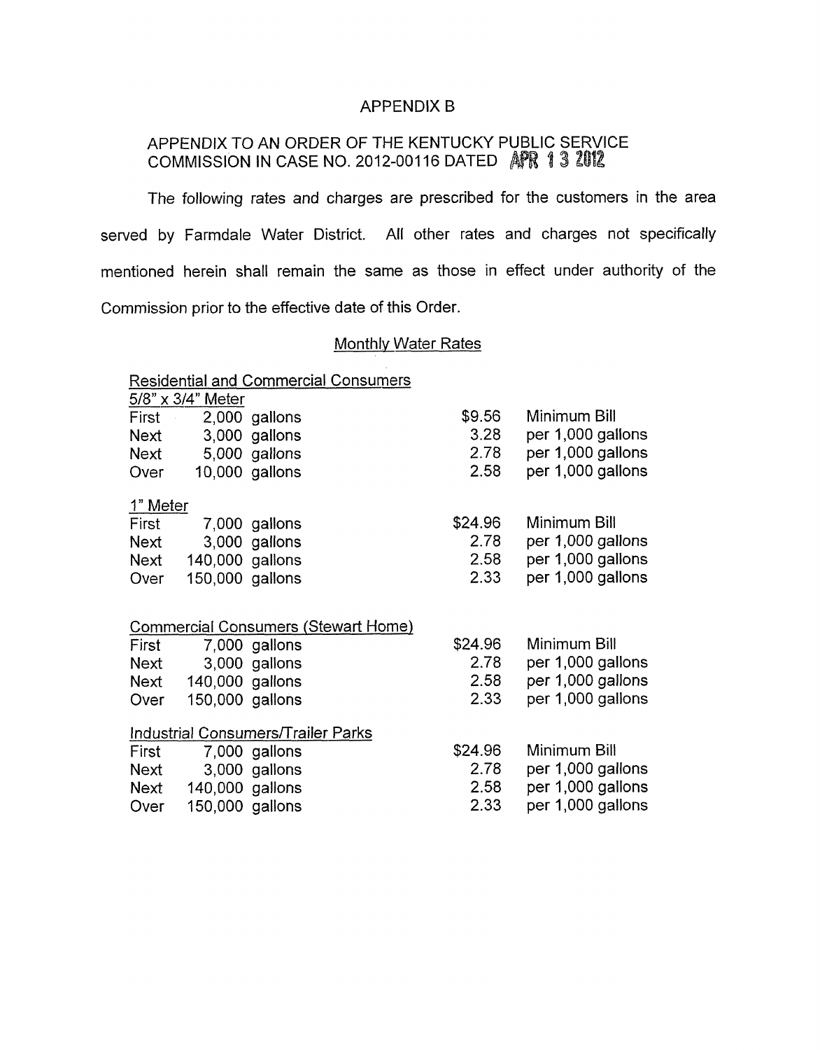# APPENDIX B

## APPENDIX TO AN ORDER OF THE KENTUCKY PUBLIC SERVICE COMMISSION IN CASE NO. 2012-00116 DATED APR 13 2012

The following rates and charges are prescribed for the customers in the area served by Farmdale Water District. All other rates and charges not specifically mentioned herein shall remain the same as those in effect under authority of the Commission prior to the effective date of this Order.

### Monthly Water Rates

**Residential and Commercial Consumers**

5/8" x 3/4" Meter

| | | | |
|---|---|---|---|
| First | 2,000 gallons | $9.56 | Minimum Bill |
| Next | 3,000 gallons | 3.28 | per 1,000 gallons |
| Next | 5,000 gallons | 2.78 | per 1,000 gallons |
| Over | 10,000 gallons | 2.58 | per 1,000 gallons |

1" Meter

| | | | |
|---|---|---|---|
| First | 7,000 gallons | $24.96 | Minimum Bill |
| Next | 3,000 gallons | 2.78 | per 1,000 gallons |
| Next | 140,000 gallons | 2.58 | per 1,000 gallons |
| Over | 150,000 gallons | 2.33 | per 1,000 gallons |

**Commercial Consumers (Stewart Home)**

| | | | |
|---|---|---|---|
| First | 7,000 gallons | $24.96 | Minimum Bill |
| Next | 3,000 gallons | 2.78 | per 1,000 gallons |
| Next | 140,000 gallons | 2.58 | per 1,000 gallons |
| Over | 150,000 gallons | 2.33 | per 1,000 gallons |

**Industrial Consumers/Trailer Parks**

| | | | |
|---|---|---|---|
| First | 7,000 gallons | $24.96 | Minimum Bill |
| Next | 3,000 gallons | 2.78 | per 1,000 gallons |
| Next | 140,000 gallons | 2.58 | per 1,000 gallons |
| Over | 150,000 gallons | 2.33 | per 1,000 gallons |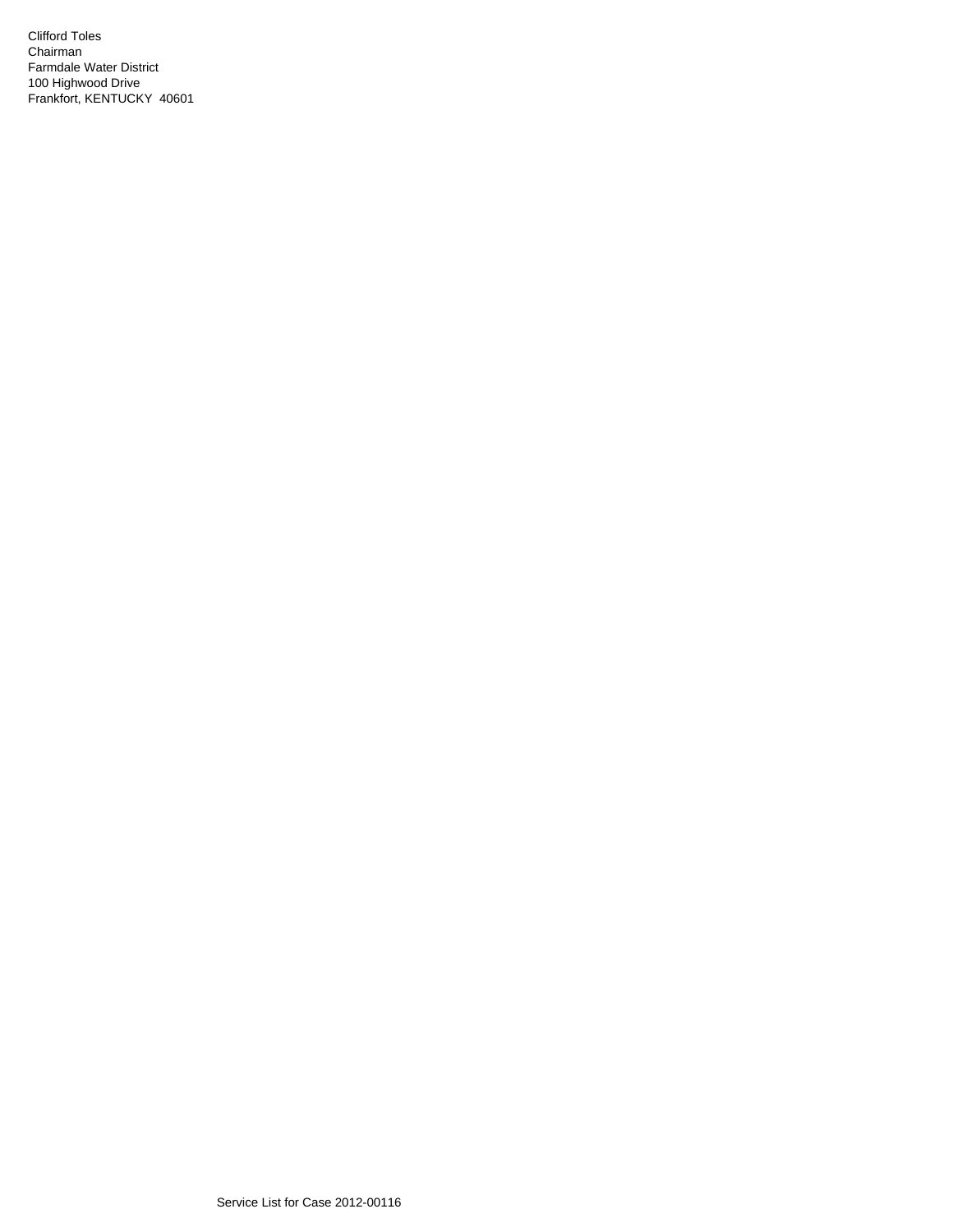Clifford Toles
Chairman
Farmdale Water District
100 Highwood Drive
Frankfort, KENTUCKY  40601